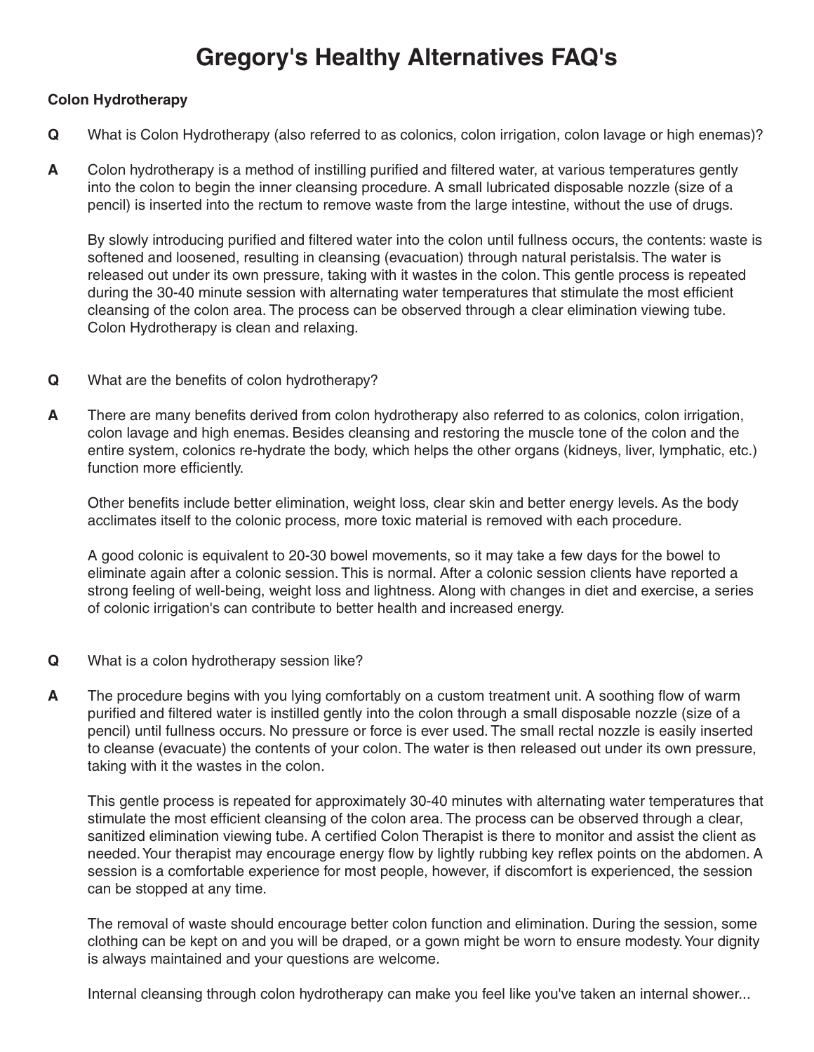# Gregory's Healthy Alternatives FAQ's

## Colon Hydrotherapy

**Q** What is Colon Hydrotherapy (also referred to as colonics, colon irrigation, colon lavage or high enemas)?

**A** Colon hydrotherapy is a method of instilling purified and filtered water, at various temperatures gently into the colon to begin the inner cleansing procedure. A small lubricated disposable nozzle (size of a pencil) is inserted into the rectum to remove waste from the large intestine, without the use of drugs.

By slowly introducing purified and filtered water into the colon until fullness occurs, the contents: waste is softened and loosened, resulting in cleansing (evacuation) through natural peristalsis. The water is released out under its own pressure, taking with it wastes in the colon. This gentle process is repeated during the 30-40 minute session with alternating water temperatures that stimulate the most efficient cleansing of the colon area. The process can be observed through a clear elimination viewing tube. Colon Hydrotherapy is clean and relaxing.

**Q** What are the benefits of colon hydrotherapy?

**A** There are many benefits derived from colon hydrotherapy also referred to as colonics, colon irrigation, colon lavage and high enemas. Besides cleansing and restoring the muscle tone of the colon and the entire system, colonics re-hydrate the body, which helps the other organs (kidneys, liver, lymphatic, etc.) function more efficiently.

Other benefits include better elimination, weight loss, clear skin and better energy levels. As the body acclimates itself to the colonic process, more toxic material is removed with each procedure.

A good colonic is equivalent to 20-30 bowel movements, so it may take a few days for the bowel to eliminate again after a colonic session. This is normal. After a colonic session clients have reported a strong feeling of well-being, weight loss and lightness. Along with changes in diet and exercise, a series of colonic irrigation's can contribute to better health and increased energy.

**Q** What is a colon hydrotherapy session like?

**A** The procedure begins with you lying comfortably on a custom treatment unit. A soothing flow of warm purified and filtered water is instilled gently into the colon through a small disposable nozzle (size of a pencil) until fullness occurs. No pressure or force is ever used. The small rectal nozzle is easily inserted to cleanse (evacuate) the contents of your colon. The water is then released out under its own pressure, taking with it the wastes in the colon.

This gentle process is repeated for approximately 30-40 minutes with alternating water temperatures that stimulate the most efficient cleansing of the colon area. The process can be observed through a clear, sanitized elimination viewing tube. A certified Colon Therapist is there to monitor and assist the client as needed. Your therapist may encourage energy flow by lightly rubbing key reflex points on the abdomen. A session is a comfortable experience for most people, however, if discomfort is experienced, the session can be stopped at any time.

The removal of waste should encourage better colon function and elimination. During the session, some clothing can be kept on and you will be draped, or a gown might be worn to ensure modesty. Your dignity is always maintained and your questions are welcome.

Internal cleansing through colon hydrotherapy can make you feel like you've taken an internal shower...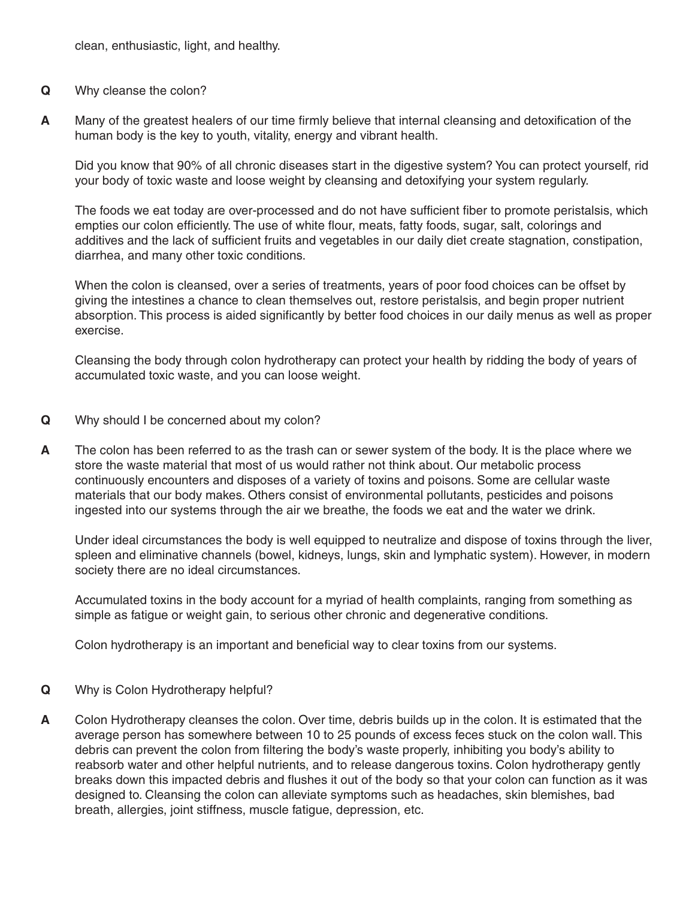clean, enthusiastic, light, and healthy.

**Q** Why cleanse the colon?

**A** Many of the greatest healers of our time firmly believe that internal cleansing and detoxification of the human body is the key to youth, vitality, energy and vibrant health.

Did you know that 90% of all chronic diseases start in the digestive system? You can protect yourself, rid your body of toxic waste and loose weight by cleansing and detoxifying your system regularly.

The foods we eat today are over-processed and do not have sufficient fiber to promote peristalsis, which empties our colon efficiently. The use of white flour, meats, fatty foods, sugar, salt, colorings and additives and the lack of sufficient fruits and vegetables in our daily diet create stagnation, constipation, diarrhea, and many other toxic conditions.

When the colon is cleansed, over a series of treatments, years of poor food choices can be offset by giving the intestines a chance to clean themselves out, restore peristalsis, and begin proper nutrient absorption. This process is aided significantly by better food choices in our daily menus as well as proper exercise.

Cleansing the body through colon hydrotherapy can protect your health by ridding the body of years of accumulated toxic waste, and you can loose weight.

**Q** Why should I be concerned about my colon?

**A** The colon has been referred to as the trash can or sewer system of the body. It is the place where we store the waste material that most of us would rather not think about. Our metabolic process continuously encounters and disposes of a variety of toxins and poisons. Some are cellular waste materials that our body makes. Others consist of environmental pollutants, pesticides and poisons ingested into our systems through the air we breathe, the foods we eat and the water we drink.

Under ideal circumstances the body is well equipped to neutralize and dispose of toxins through the liver, spleen and eliminative channels (bowel, kidneys, lungs, skin and lymphatic system). However, in modern society there are no ideal circumstances.

Accumulated toxins in the body account for a myriad of health complaints, ranging from something as simple as fatigue or weight gain, to serious other chronic and degenerative conditions.

Colon hydrotherapy is an important and beneficial way to clear toxins from our systems.

**Q** Why is Colon Hydrotherapy helpful?

**A** Colon Hydrotherapy cleanses the colon. Over time, debris builds up in the colon. It is estimated that the average person has somewhere between 10 to 25 pounds of excess feces stuck on the colon wall. This debris can prevent the colon from filtering the body's waste properly, inhibiting you body's ability to reabsorb water and other helpful nutrients, and to release dangerous toxins. Colon hydrotherapy gently breaks down this impacted debris and flushes it out of the body so that your colon can function as it was designed to. Cleansing the colon can alleviate symptoms such as headaches, skin blemishes, bad breath, allergies, joint stiffness, muscle fatigue, depression, etc.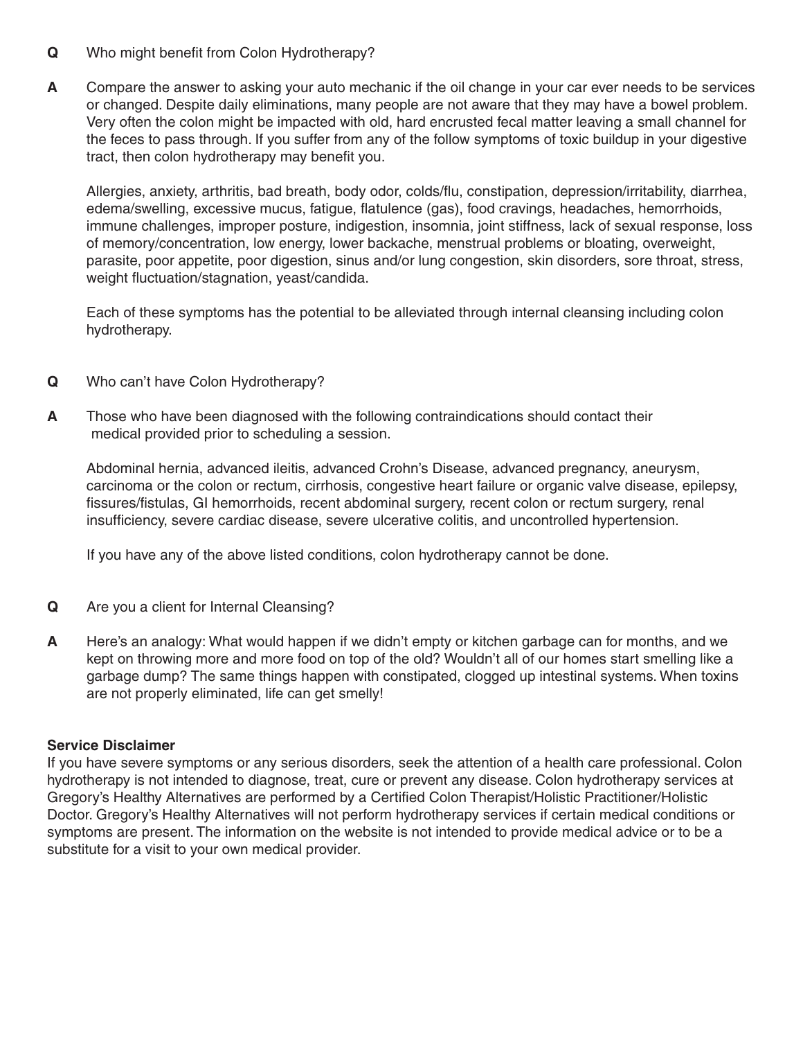**Q** Who might benefit from Colon Hydrotherapy?

**A** Compare the answer to asking your auto mechanic if the oil change in your car ever needs to be services or changed. Despite daily eliminations, many people are not aware that they may have a bowel problem. Very often the colon might be impacted with old, hard encrusted fecal matter leaving a small channel for the feces to pass through. If you suffer from any of the follow symptoms of toxic buildup in your digestive tract, then colon hydrotherapy may benefit you.

Allergies, anxiety, arthritis, bad breath, body odor, colds/flu, constipation, depression/irritability, diarrhea, edema/swelling, excessive mucus, fatigue, flatulence (gas), food cravings, headaches, hemorrhoids, immune challenges, improper posture, indigestion, insomnia, joint stiffness, lack of sexual response, loss of memory/concentration, low energy, lower backache, menstrual problems or bloating, overweight, parasite, poor appetite, poor digestion, sinus and/or lung congestion, skin disorders, sore throat, stress, weight fluctuation/stagnation, yeast/candida.

Each of these symptoms has the potential to be alleviated through internal cleansing including colon hydrotherapy.

**Q** Who can't have Colon Hydrotherapy?

**A** Those who have been diagnosed with the following contraindications should contact their medical provided prior to scheduling a session.

Abdominal hernia, advanced ileitis, advanced Crohn's Disease, advanced pregnancy, aneurysm, carcinoma or the colon or rectum, cirrhosis, congestive heart failure or organic valve disease, epilepsy, fissures/fistulas, GI hemorrhoids, recent abdominal surgery, recent colon or rectum surgery, renal insufficiency, severe cardiac disease, severe ulcerative colitis, and uncontrolled hypertension.

If you have any of the above listed conditions, colon hydrotherapy cannot be done.

**Q** Are you a client for Internal Cleansing?

**A** Here's an analogy: What would happen if we didn't empty or kitchen garbage can for months, and we kept on throwing more and more food on top of the old? Wouldn't all of our homes start smelling like a garbage dump? The same things happen with constipated, clogged up intestinal systems. When toxins are not properly eliminated, life can get smelly!

**Service Disclaimer**

If you have severe symptoms or any serious disorders, seek the attention of a health care professional. Colon hydrotherapy is not intended to diagnose, treat, cure or prevent any disease. Colon hydrotherapy services at Gregory's Healthy Alternatives are performed by a Certified Colon Therapist/Holistic Practitioner/Holistic Doctor. Gregory's Healthy Alternatives will not perform hydrotherapy services if certain medical conditions or symptoms are present. The information on the website is not intended to provide medical advice or to be a substitute for a visit to your own medical provider.